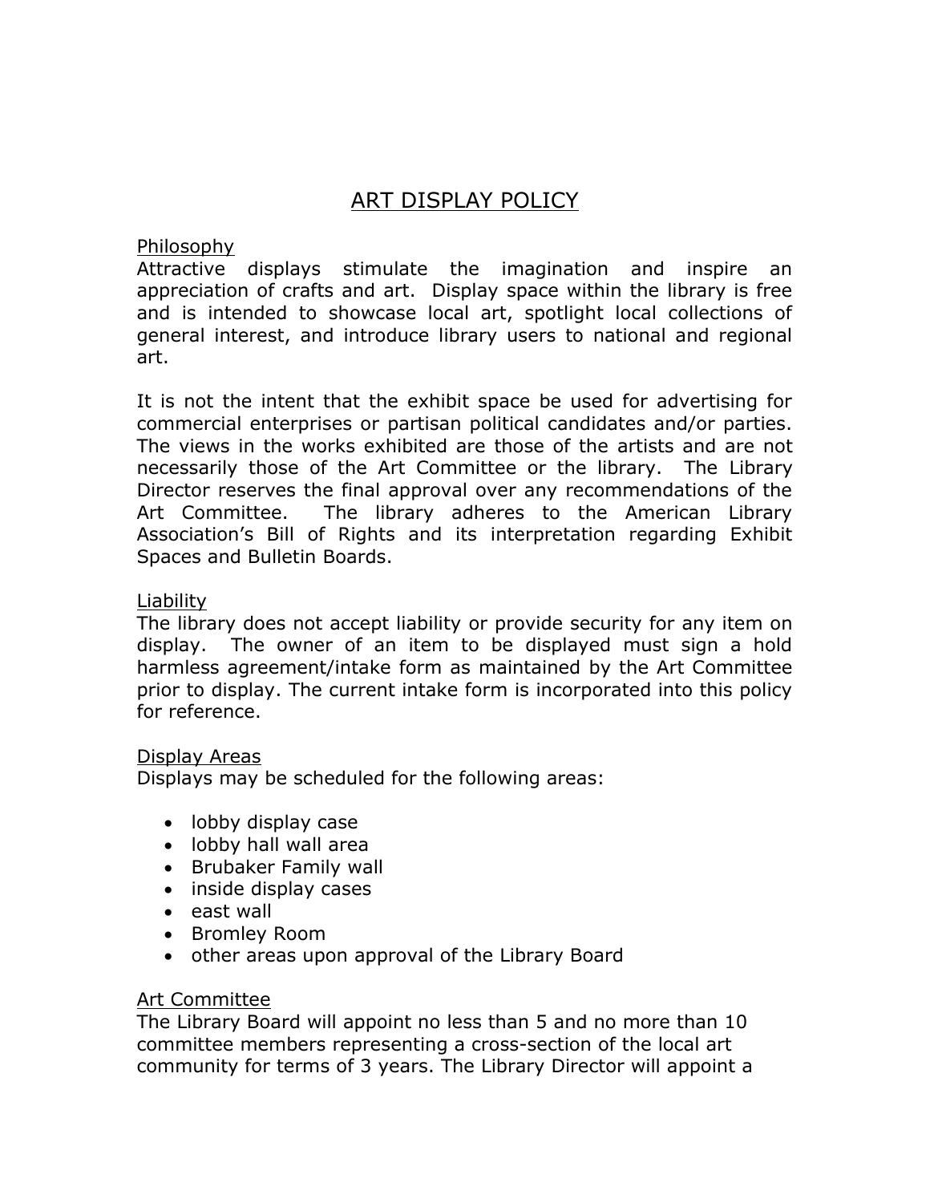# ART DISPLAY POLICY

## Philosophy

Attractive displays stimulate the imagination and inspire an appreciation of crafts and art. Display space within the library is free and is intended to showcase local art, spotlight local collections of general interest, and introduce library users to national and regional art.

It is not the intent that the exhibit space be used for advertising for commercial enterprises or partisan political candidates and/or parties. The views in the works exhibited are those of the artists and are not necessarily those of the Art Committee or the library. The Library Director reserves the final approval over any recommendations of the Art Committee. The library adheres to the American Library Association's Bill of Rights and its interpretation regarding Exhibit Spaces and Bulletin Boards.

## Liability

The library does not accept liability or provide security for any item on display. The owner of an item to be displayed must sign a hold harmless agreement/intake form as maintained by the Art Committee prior to display. The current intake form is incorporated into this policy for reference.

## Display Areas

Displays may be scheduled for the following areas:

- lobby display case
- lobby hall wall area
- Brubaker Family wall
- inside display cases
- east wall
- Bromley Room
- other areas upon approval of the Library Board

## Art Committee

The Library Board will appoint no less than 5 and no more than 10 committee members representing a cross-section of the local art community for terms of 3 years. The Library Director will appoint a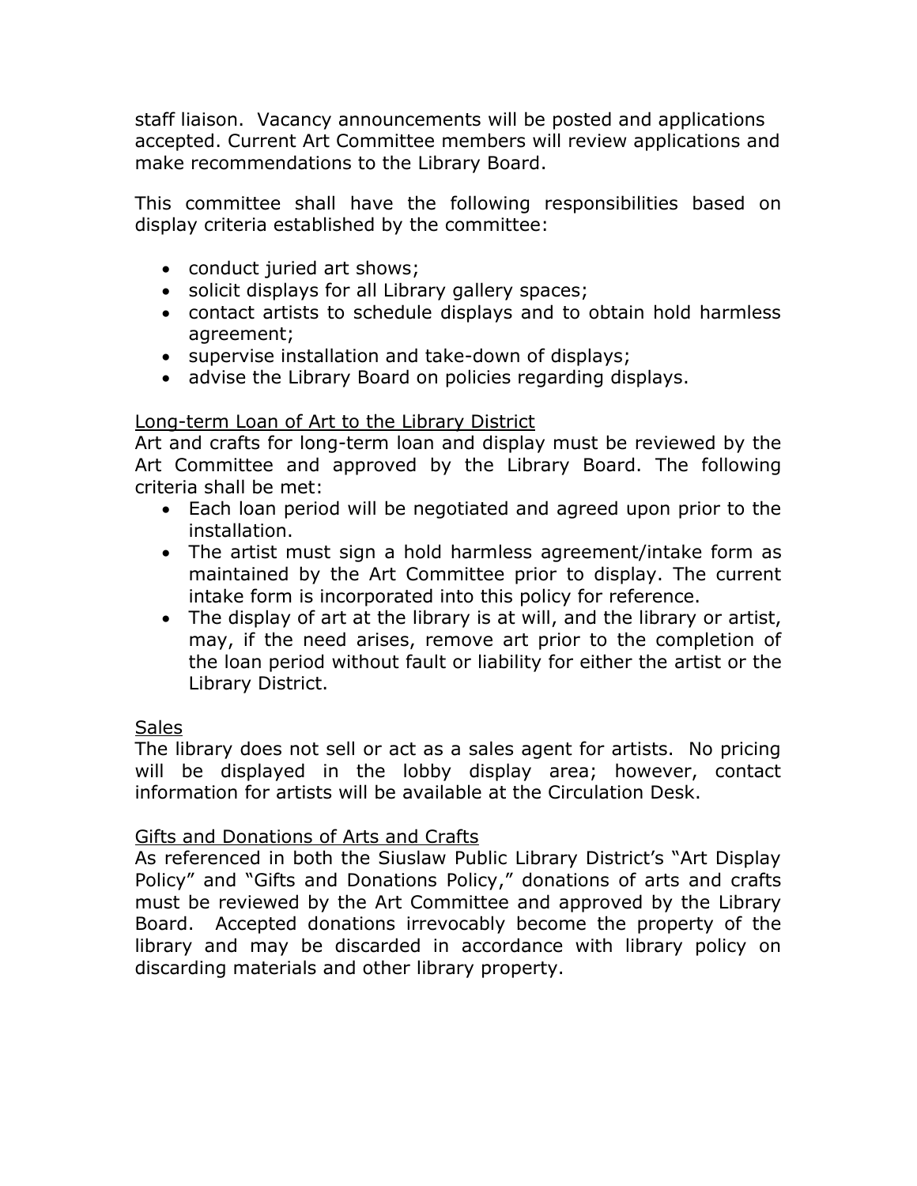staff liaison. Vacancy announcements will be posted and applications accepted. Current Art Committee members will review applications and make recommendations to the Library Board.

This committee shall have the following responsibilities based on display criteria established by the committee:

- conduct juried art shows;
- solicit displays for all Library gallery spaces;
- contact artists to schedule displays and to obtain hold harmless agreement;
- supervise installation and take-down of displays;
- advise the Library Board on policies regarding displays.

<u>Long-term Loan of Art to the Library District</u>

Art and crafts for long-term loan and display must be reviewed by the Art Committee and approved by the Library Board. The following criteria shall be met:

- Each loan period will be negotiated and agreed upon prior to the installation.
- The artist must sign a hold harmless agreement/intake form as maintained by the Art Committee prior to display. The current intake form is incorporated into this policy for reference.
- The display of art at the library is at will, and the library or artist, may, if the need arises, remove art prior to the completion of the loan period without fault or liability for either the artist or the Library District.

<u>Sales</u>

The library does not sell or act as a sales agent for artists. No pricing will be displayed in the lobby display area; however, contact information for artists will be available at the Circulation Desk.

<u>Gifts and Donations of Arts and Crafts</u>

As referenced in both the Siuslaw Public Library District's "Art Display Policy" and "Gifts and Donations Policy," donations of arts and crafts must be reviewed by the Art Committee and approved by the Library Board. Accepted donations irrevocably become the property of the library and may be discarded in accordance with library policy on discarding materials and other library property.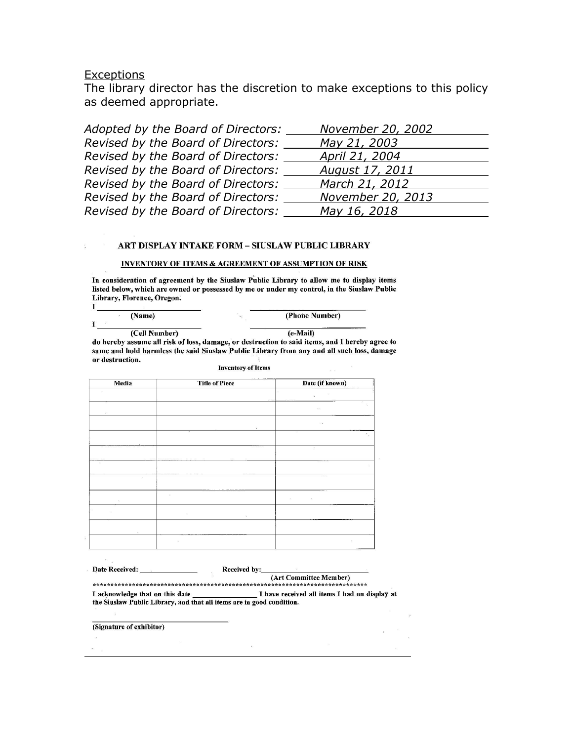Exceptions

The library director has the discretion to make exceptions to this policy as deemed appropriate.

| | |
|---|---|
| *Adopted by the Board of Directors:* | *November 20, 2002* |
| *Revised by the Board of Directors:* | *May 21, 2003* |
| *Revised by the Board of Directors:* | *April 21, 2004* |
| *Revised by the Board of Directors:* | *August 17, 2011* |
| *Revised by the Board of Directors:* | *March 21, 2012* |
| *Revised by the Board of Directors:* | *November 20, 2013* |
| *Revised by the Board of Directors:* | *May 16, 2018* |

**ART DISPLAY INTAKE FORM – SIUSLAW PUBLIC LIBRARY**

**INVENTORY OF ITEMS & AGREEMENT OF ASSUMPTION OF RISK**

**In consideration of agreement by the Siuslaw Public Library to allow me to display items listed below, which are owned or possessed by me or under my control, in the Siuslaw Public Library, Florence, Oregon.**

**I ____________________ ____________________**
**(Name) (Phone Number)**

**I ____________________ ____________________**
**(Cell Number) (e-Mail)**

**do hereby assume all risk of loss, damage, or destruction to said items, and I hereby agree to same and hold harmless the said Siuslaw Public Library from any and all such loss, damage or destruction.**

**Inventory of Items**

| Media | Title of Piece | Date (if known) |
|---|---|---|
| | | |
| | | |
| | | |
| | | |
| | | |
| | | |
| | | |
| | | |
| | | |
| | | |
| | | |

**Date Received: ______________ Received by: ____________________**
**(Art Committee Member)**

**\*\*\*\*\*\*\*\*\*\*\*\*\*\*\*\*\*\*\*\*\*\*\*\*\*\*\*\*\*\*\*\*\*\*\*\*\*\*\*\*\*\*\*\*\*\*\*\*\*\*\*\*\*\*\*\*\*\*\*\*\*\*\*\*\*\*\*\*\*\*\*\*\*\*\*\*\*\*\***

**I acknowledge that on this date ______________ I have received all items I had on display at the Siuslaw Public Library, and that all items are in good condition.**

**____________________**
**(Signature of exhibitor)**